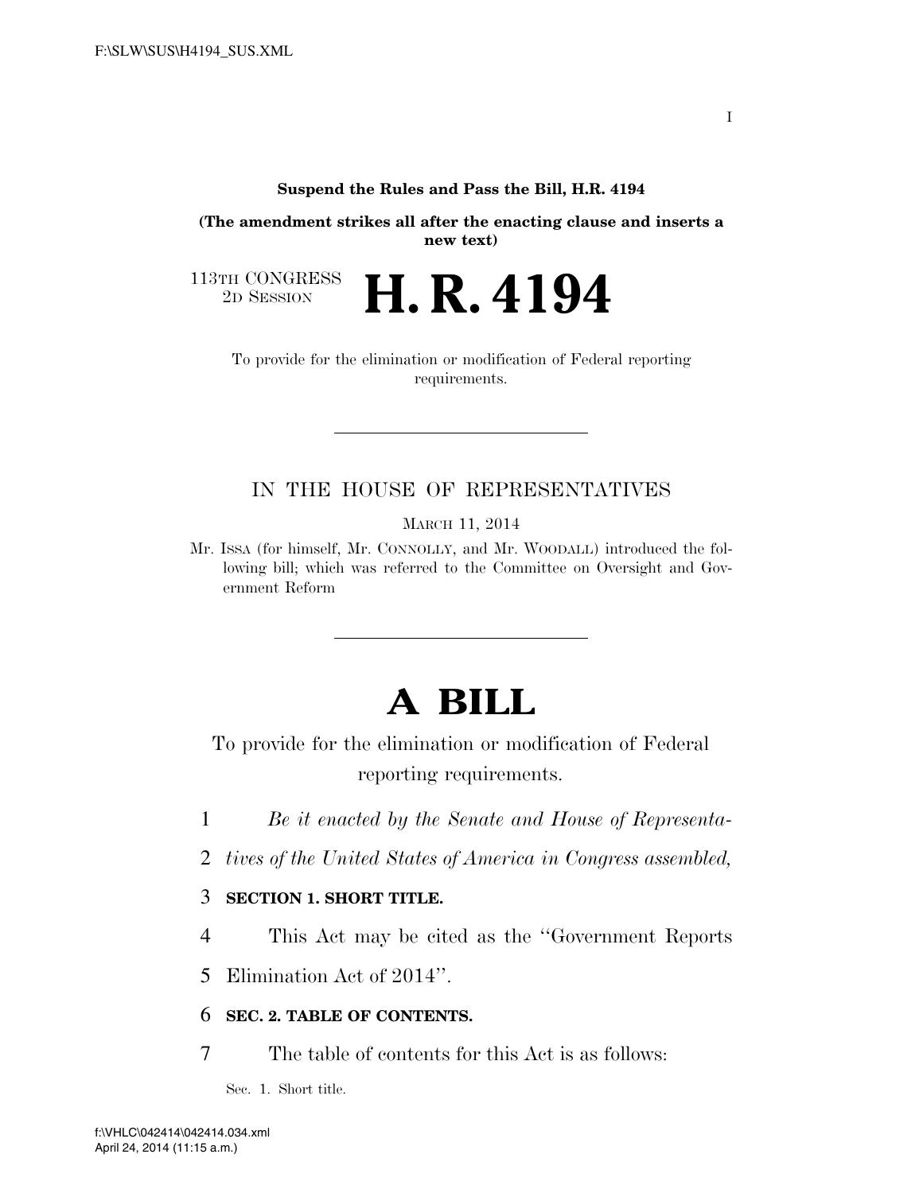**Suspend the Rules and Pass the Bill, H.R. 4194**

**(The amendment strikes all after the enacting clause and inserts a new text)**

113TH CONGRESS
2D SESSION

# H. R. 4194

To provide for the elimination or modification of Federal reporting requirements.

---

IN THE HOUSE OF REPRESENTATIVES

MARCH 11, 2014

Mr. ISSA (for himself, Mr. CONNOLLY, and Mr. WOODALL) introduced the following bill; which was referred to the Committee on Oversight and Government Reform

---

# A BILL

To provide for the elimination or modification of Federal reporting requirements.

1 *Be it enacted by the Senate and House of Representa-*
2 *tives of the United States of America in Congress assembled,*

3 **SECTION 1. SHORT TITLE.**

4 This Act may be cited as the ''Government Reports
5 Elimination Act of 2014''.

6 **SEC. 2. TABLE OF CONTENTS.**

7 The table of contents for this Act is as follows:

Sec. 1. Short title.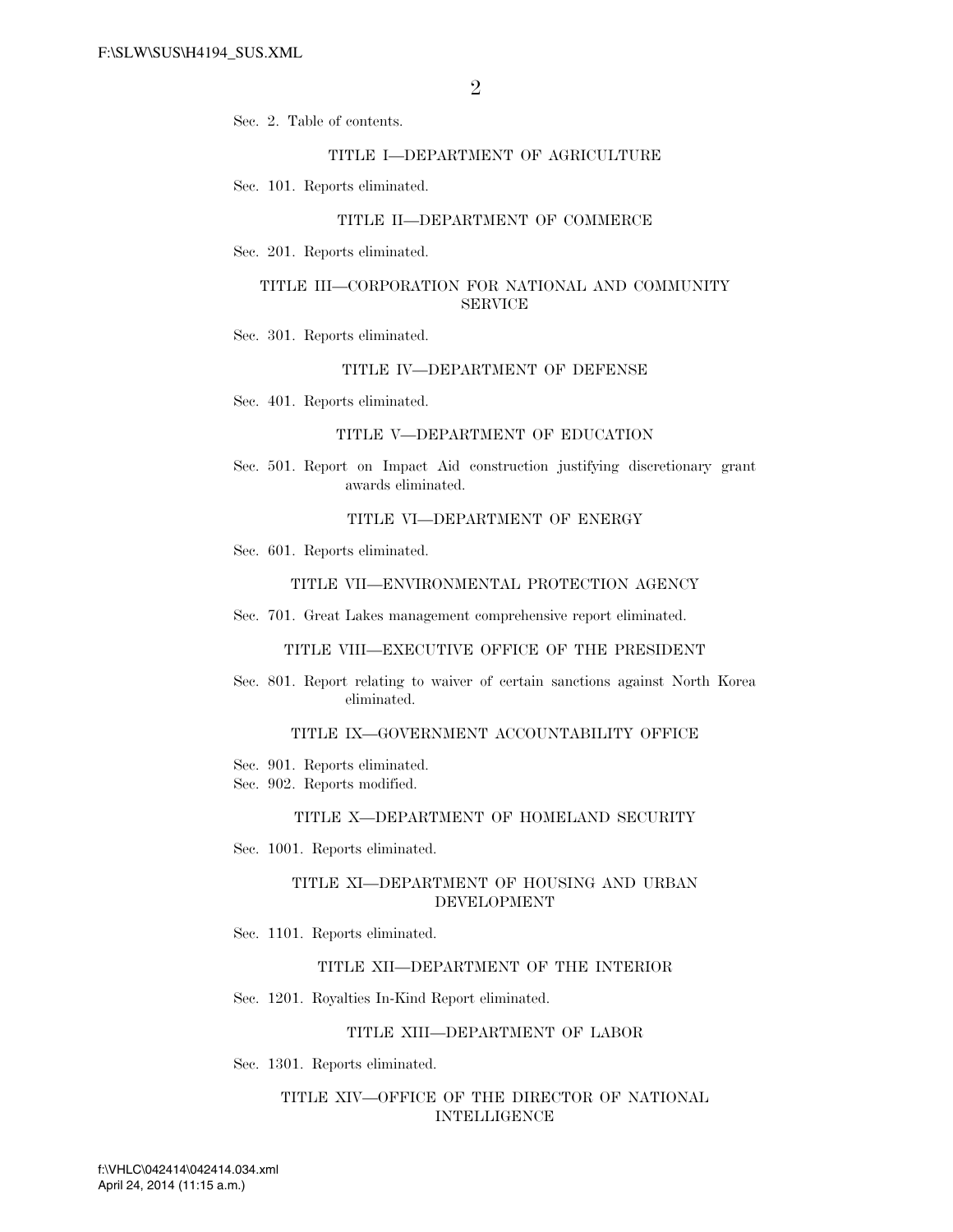Sec. 2. Table of contents.

TITLE I—DEPARTMENT OF AGRICULTURE

Sec. 101. Reports eliminated.

TITLE II—DEPARTMENT OF COMMERCE

Sec. 201. Reports eliminated.

TITLE III—CORPORATION FOR NATIONAL AND COMMUNITY SERVICE

Sec. 301. Reports eliminated.

TITLE IV—DEPARTMENT OF DEFENSE

Sec. 401. Reports eliminated.

TITLE V—DEPARTMENT OF EDUCATION

Sec. 501. Report on Impact Aid construction justifying discretionary grant awards eliminated.

TITLE VI—DEPARTMENT OF ENERGY

Sec. 601. Reports eliminated.

TITLE VII—ENVIRONMENTAL PROTECTION AGENCY

Sec. 701. Great Lakes management comprehensive report eliminated.

TITLE VIII—EXECUTIVE OFFICE OF THE PRESIDENT

Sec. 801. Report relating to waiver of certain sanctions against North Korea eliminated.

TITLE IX—GOVERNMENT ACCOUNTABILITY OFFICE

Sec. 901. Reports eliminated.
Sec. 902. Reports modified.

TITLE X—DEPARTMENT OF HOMELAND SECURITY

Sec. 1001. Reports eliminated.

TITLE XI—DEPARTMENT OF HOUSING AND URBAN DEVELOPMENT

Sec. 1101. Reports eliminated.

TITLE XII—DEPARTMENT OF THE INTERIOR

Sec. 1201. Royalties In-Kind Report eliminated.

TITLE XIII—DEPARTMENT OF LABOR

Sec. 1301. Reports eliminated.

TITLE XIV—OFFICE OF THE DIRECTOR OF NATIONAL INTELLIGENCE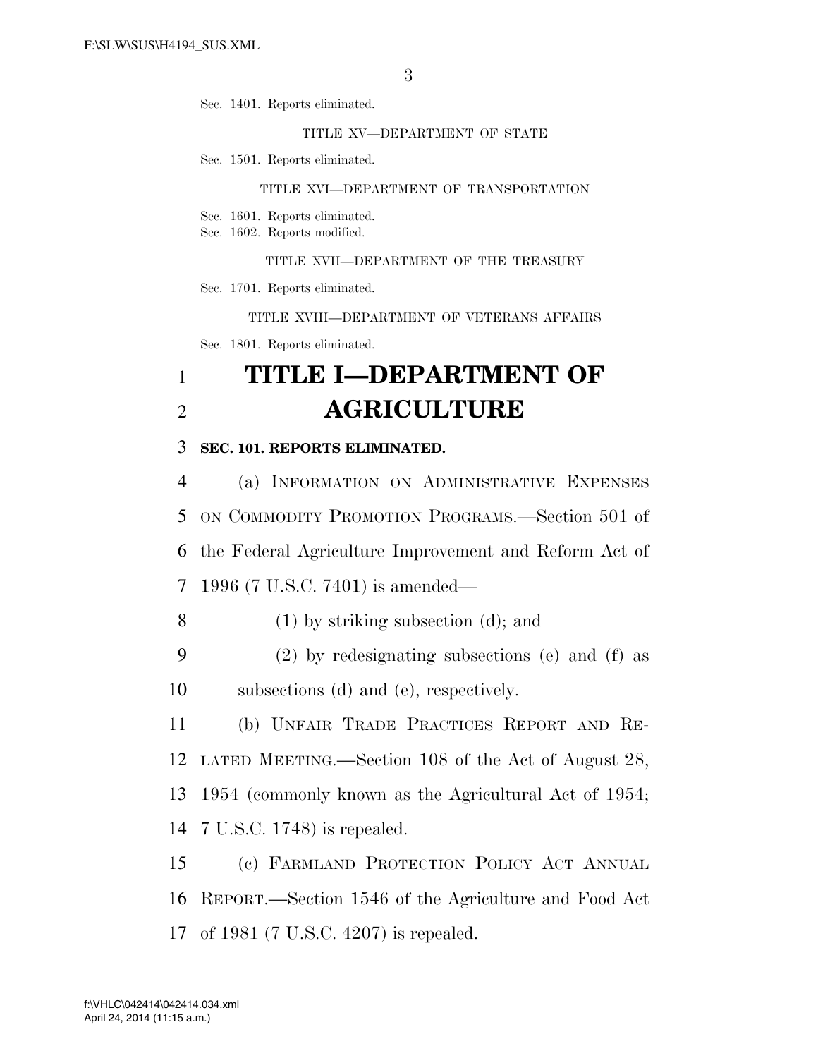Sec. 1401. Reports eliminated.

TITLE XV—DEPARTMENT OF STATE

Sec. 1501. Reports eliminated.

TITLE XVI—DEPARTMENT OF TRANSPORTATION

Sec. 1601. Reports eliminated.
Sec. 1602. Reports modified.

TITLE XVII—DEPARTMENT OF THE TREASURY

Sec. 1701. Reports eliminated.

TITLE XVIII—DEPARTMENT OF VETERANS AFFAIRS

Sec. 1801. Reports eliminated.

# TITLE I—DEPARTMENT OF AGRICULTURE

**SEC. 101. REPORTS ELIMINATED.**

(a) INFORMATION ON ADMINISTRATIVE EXPENSES ON COMMODITY PROMOTION PROGRAMS.—Section 501 of the Federal Agriculture Improvement and Reform Act of 1996 (7 U.S.C. 7401) is amended—

(1) by striking subsection (d); and

(2) by redesignating subsections (e) and (f) as subsections (d) and (e), respectively.

(b) UNFAIR TRADE PRACTICES REPORT AND RELATED MEETING.—Section 108 of the Act of August 28, 1954 (commonly known as the Agricultural Act of 1954; 7 U.S.C. 1748) is repealed.

(c) FARMLAND PROTECTION POLICY ACT ANNUAL REPORT.—Section 1546 of the Agriculture and Food Act of 1981 (7 U.S.C. 4207) is repealed.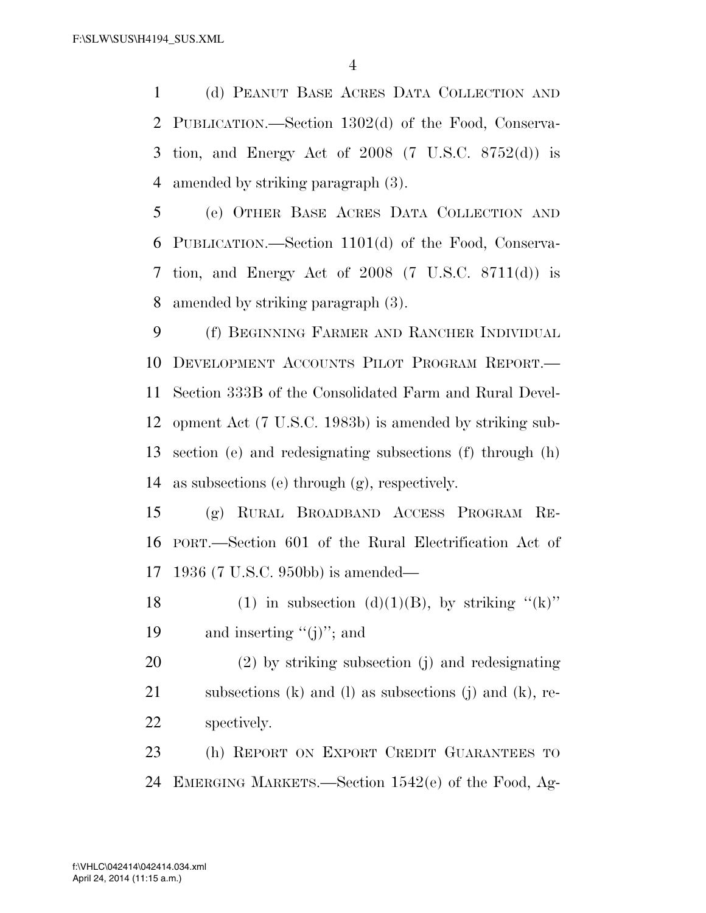(d) PEANUT BASE ACRES DATA COLLECTION AND PUBLICATION.—Section 1302(d) of the Food, Conservation, and Energy Act of 2008 (7 U.S.C. 8752(d)) is amended by striking paragraph (3).

(e) OTHER BASE ACRES DATA COLLECTION AND PUBLICATION.—Section 1101(d) of the Food, Conservation, and Energy Act of 2008 (7 U.S.C. 8711(d)) is amended by striking paragraph (3).

(f) BEGINNING FARMER AND RANCHER INDIVIDUAL DEVELOPMENT ACCOUNTS PILOT PROGRAM REPORT.—Section 333B of the Consolidated Farm and Rural Development Act (7 U.S.C. 1983b) is amended by striking subsection (e) and redesignating subsections (f) through (h) as subsections (e) through (g), respectively.

(g) RURAL BROADBAND ACCESS PROGRAM REPORT.—Section 601 of the Rural Electrification Act of 1936 (7 U.S.C. 950bb) is amended—

(1) in subsection (d)(1)(B), by striking ''(k)'' and inserting ''(j)''; and

(2) by striking subsection (j) and redesignating subsections (k) and (l) as subsections (j) and (k), respectively.

(h) REPORT ON EXPORT CREDIT GUARANTEES TO EMERGING MARKETS.—Section 1542(e) of the Food, Ag-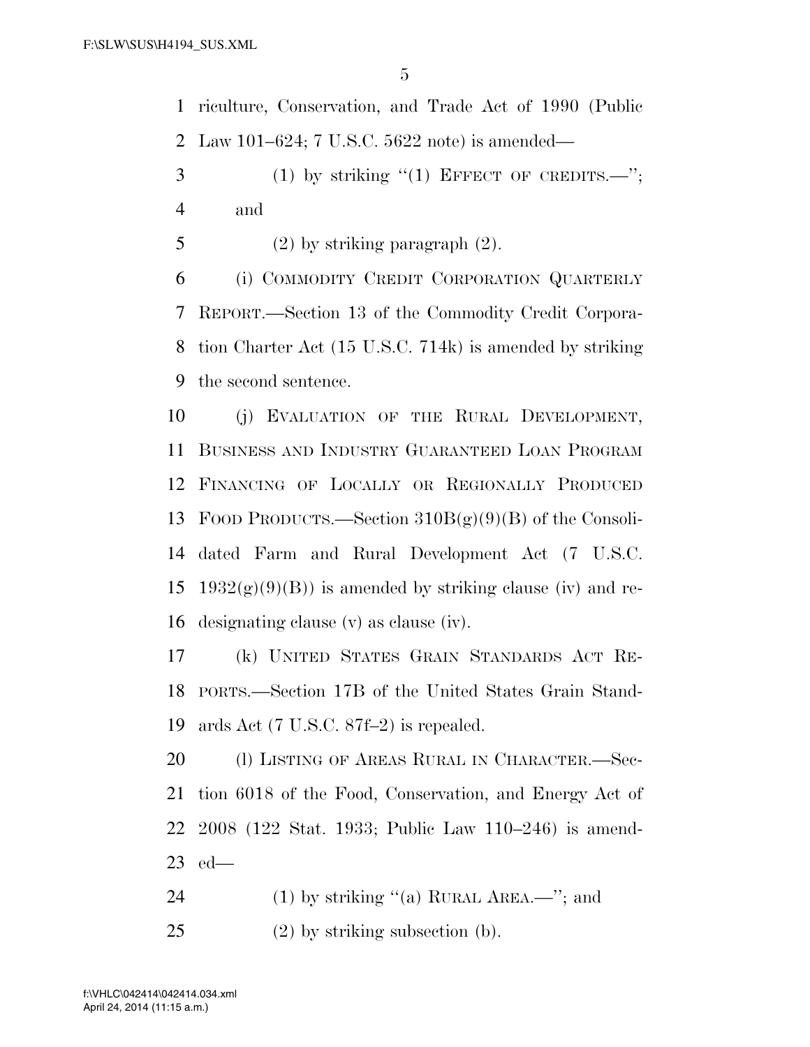riculture, Conservation, and Trade Act of 1990 (Public Law 101–624; 7 U.S.C. 5622 note) is amended—

(1) by striking ''(1) EFFECT OF CREDITS.—''; and

(2) by striking paragraph (2).

(i) COMMODITY CREDIT CORPORATION QUARTERLY REPORT.—Section 13 of the Commodity Credit Corporation Charter Act (15 U.S.C. 714k) is amended by striking the second sentence.

(j) EVALUATION OF THE RURAL DEVELOPMENT, BUSINESS AND INDUSTRY GUARANTEED LOAN PROGRAM FINANCING OF LOCALLY OR REGIONALLY PRODUCED FOOD PRODUCTS.—Section 310B(g)(9)(B) of the Consolidated Farm and Rural Development Act (7 U.S.C. 1932(g)(9)(B)) is amended by striking clause (iv) and redesignating clause (v) as clause (iv).

(k) UNITED STATES GRAIN STANDARDS ACT REPORTS.—Section 17B of the United States Grain Standards Act (7 U.S.C. 87f–2) is repealed.

(l) LISTING OF AREAS RURAL IN CHARACTER.—Section 6018 of the Food, Conservation, and Energy Act of 2008 (122 Stat. 1933; Public Law 110–246) is amended—

(1) by striking ''(a) RURAL AREA.—''; and

(2) by striking subsection (b).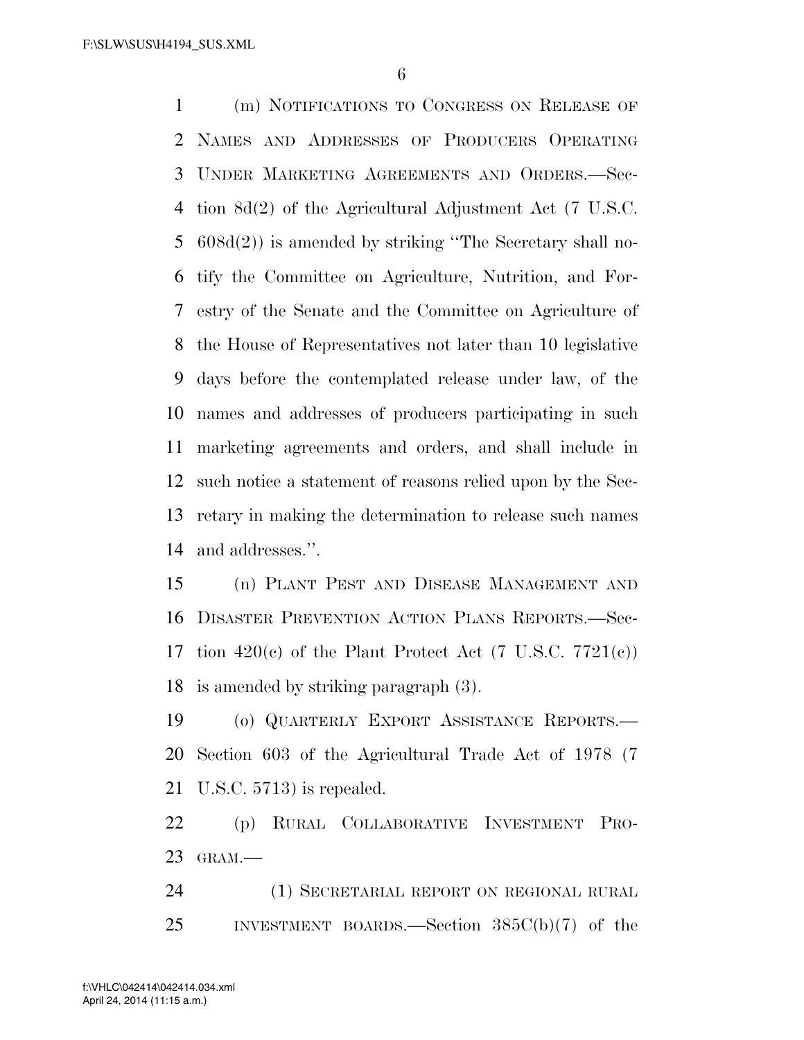(m) NOTIFICATIONS TO CONGRESS ON RELEASE OF NAMES AND ADDRESSES OF PRODUCERS OPERATING UNDER MARKETING AGREEMENTS AND ORDERS.—Section 8d(2) of the Agricultural Adjustment Act (7 U.S.C. 608d(2)) is amended by striking "The Secretary shall notify the Committee on Agriculture, Nutrition, and Forestry of the Senate and the Committee on Agriculture of the House of Representatives not later than 10 legislative days before the contemplated release under law, of the names and addresses of producers participating in such marketing agreements and orders, and shall include in such notice a statement of reasons relied upon by the Secretary in making the determination to release such names and addresses.".

(n) PLANT PEST AND DISEASE MANAGEMENT AND DISASTER PREVENTION ACTION PLANS REPORTS.—Section 420(c) of the Plant Protect Act (7 U.S.C. 7721(c)) is amended by striking paragraph (3).

(o) QUARTERLY EXPORT ASSISTANCE REPORTS.—Section 603 of the Agricultural Trade Act of 1978 (7 U.S.C. 5713) is repealed.

(p) RURAL COLLABORATIVE INVESTMENT PROGRAM.—

(1) SECRETARIAL REPORT ON REGIONAL RURAL INVESTMENT BOARDS.—Section 385C(b)(7) of the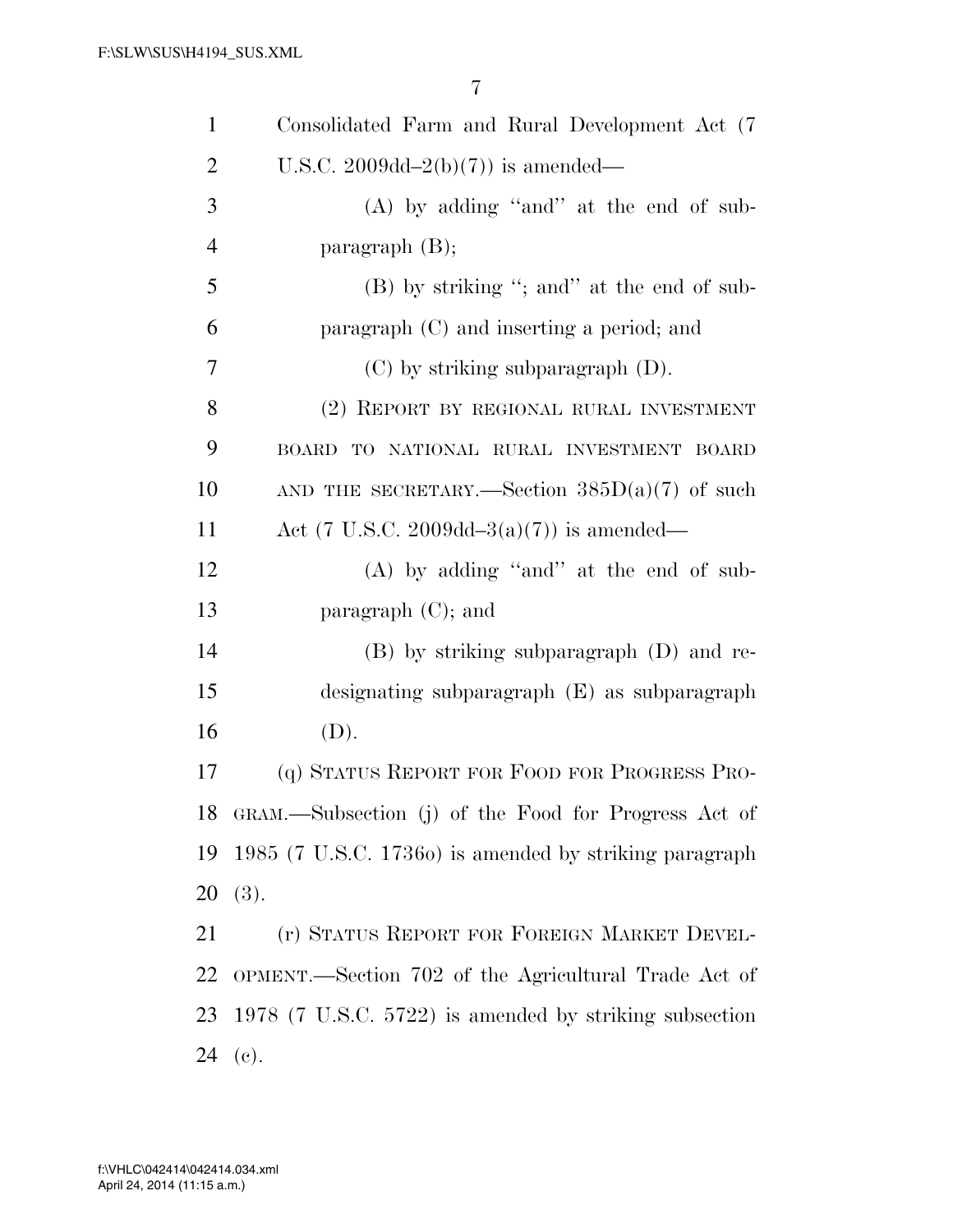Consolidated Farm and Rural Development Act (7 U.S.C. 2009dd–2(b)(7)) is amended—

(A) by adding ''and'' at the end of subparagraph (B);

(B) by striking ''; and'' at the end of subparagraph (C) and inserting a period; and

(C) by striking subparagraph (D).

(2) REPORT BY REGIONAL RURAL INVESTMENT BOARD TO NATIONAL RURAL INVESTMENT BOARD AND THE SECRETARY.—Section 385D(a)(7) of such Act (7 U.S.C. 2009dd–3(a)(7)) is amended—

(A) by adding ''and'' at the end of subparagraph (C); and

(B) by striking subparagraph (D) and redesignating subparagraph (E) as subparagraph (D).

(q) STATUS REPORT FOR FOOD FOR PROGRESS PROGRAM.—Subsection (j) of the Food for Progress Act of 1985 (7 U.S.C. 1736o) is amended by striking paragraph (3).

(r) STATUS REPORT FOR FOREIGN MARKET DEVELOPMENT.—Section 702 of the Agricultural Trade Act of 1978 (7 U.S.C. 5722) is amended by striking subsection (c).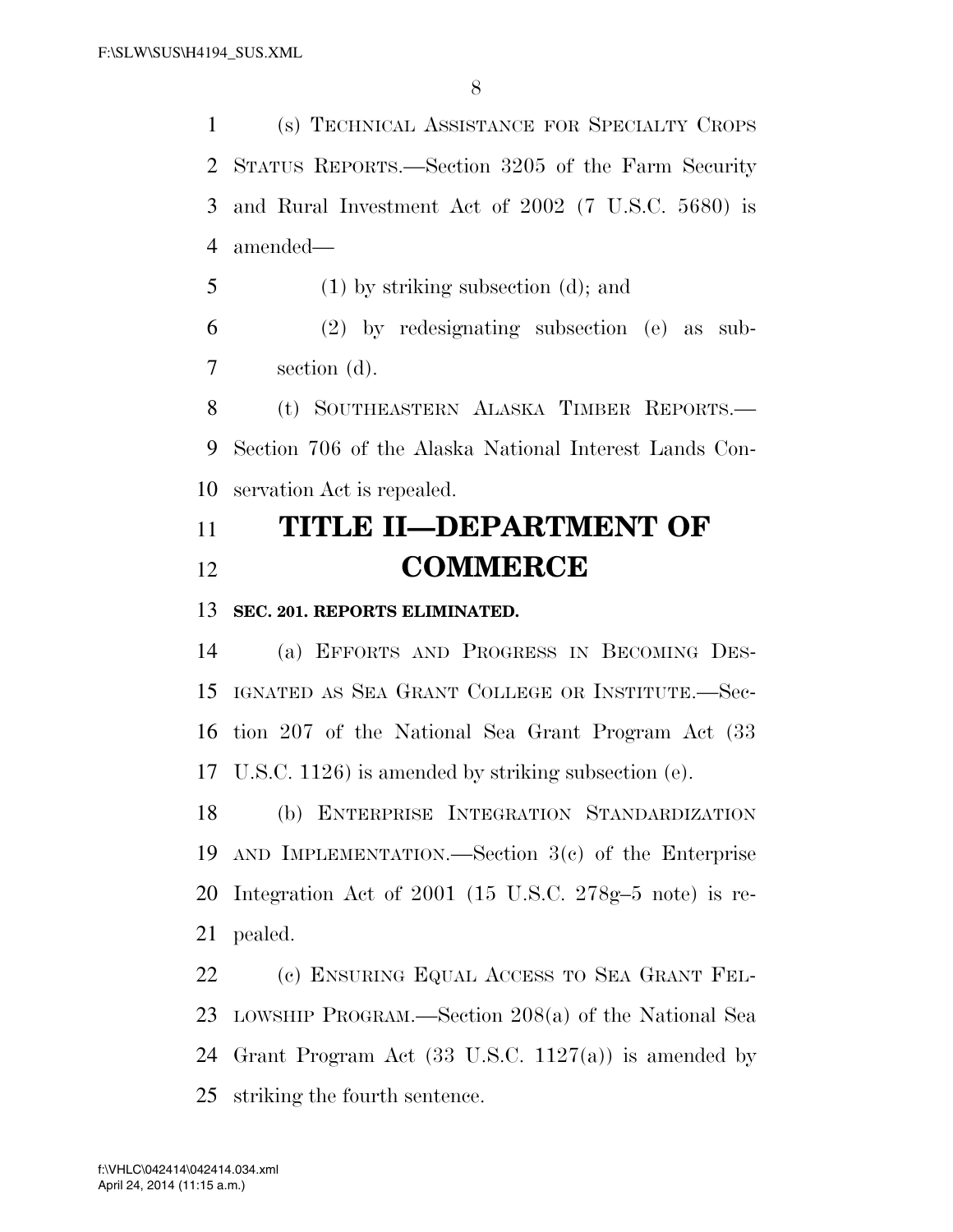(s) TECHNICAL ASSISTANCE FOR SPECIALTY CROPS STATUS REPORTS.—Section 3205 of the Farm Security and Rural Investment Act of 2002 (7 U.S.C. 5680) is amended—

(1) by striking subsection (d); and

(2) by redesignating subsection (e) as subsection (d).

(t) SOUTHEASTERN ALASKA TIMBER REPORTS.—Section 706 of the Alaska National Interest Lands Conservation Act is repealed.

# TITLE II—DEPARTMENT OF COMMERCE

**SEC. 201. REPORTS ELIMINATED.**

(a) EFFORTS AND PROGRESS IN BECOMING DESIGNATED AS SEA GRANT COLLEGE OR INSTITUTE.—Section 207 of the National Sea Grant Program Act (33 U.S.C. 1126) is amended by striking subsection (e).

(b) ENTERPRISE INTEGRATION STANDARDIZATION AND IMPLEMENTATION.—Section 3(c) of the Enterprise Integration Act of 2001 (15 U.S.C. 278g–5 note) is repealed.

(c) ENSURING EQUAL ACCESS TO SEA GRANT FELLOWSHIP PROGRAM.—Section 208(a) of the National Sea Grant Program Act (33 U.S.C. 1127(a)) is amended by striking the fourth sentence.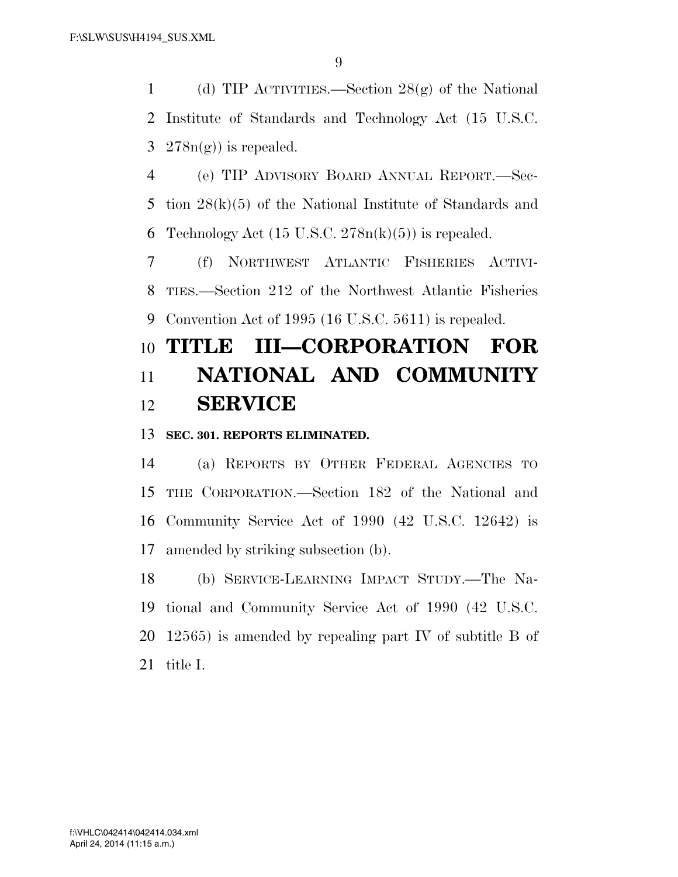(d) TIP ACTIVITIES.—Section 28(g) of the National Institute of Standards and Technology Act (15 U.S.C. 278n(g)) is repealed.

(e) TIP ADVISORY BOARD ANNUAL REPORT.—Section 28(k)(5) of the National Institute of Standards and Technology Act (15 U.S.C. 278n(k)(5)) is repealed.

(f) NORTHWEST ATLANTIC FISHERIES ACTIVITIES.—Section 212 of the Northwest Atlantic Fisheries Convention Act of 1995 (16 U.S.C. 5611) is repealed.

# TITLE III—CORPORATION FOR NATIONAL AND COMMUNITY SERVICE

**SEC. 301. REPORTS ELIMINATED.**

(a) REPORTS BY OTHER FEDERAL AGENCIES TO THE CORPORATION.—Section 182 of the National and Community Service Act of 1990 (42 U.S.C. 12642) is amended by striking subsection (b).

(b) SERVICE-LEARNING IMPACT STUDY.—The National and Community Service Act of 1990 (42 U.S.C. 12565) is amended by repealing part IV of subtitle B of title I.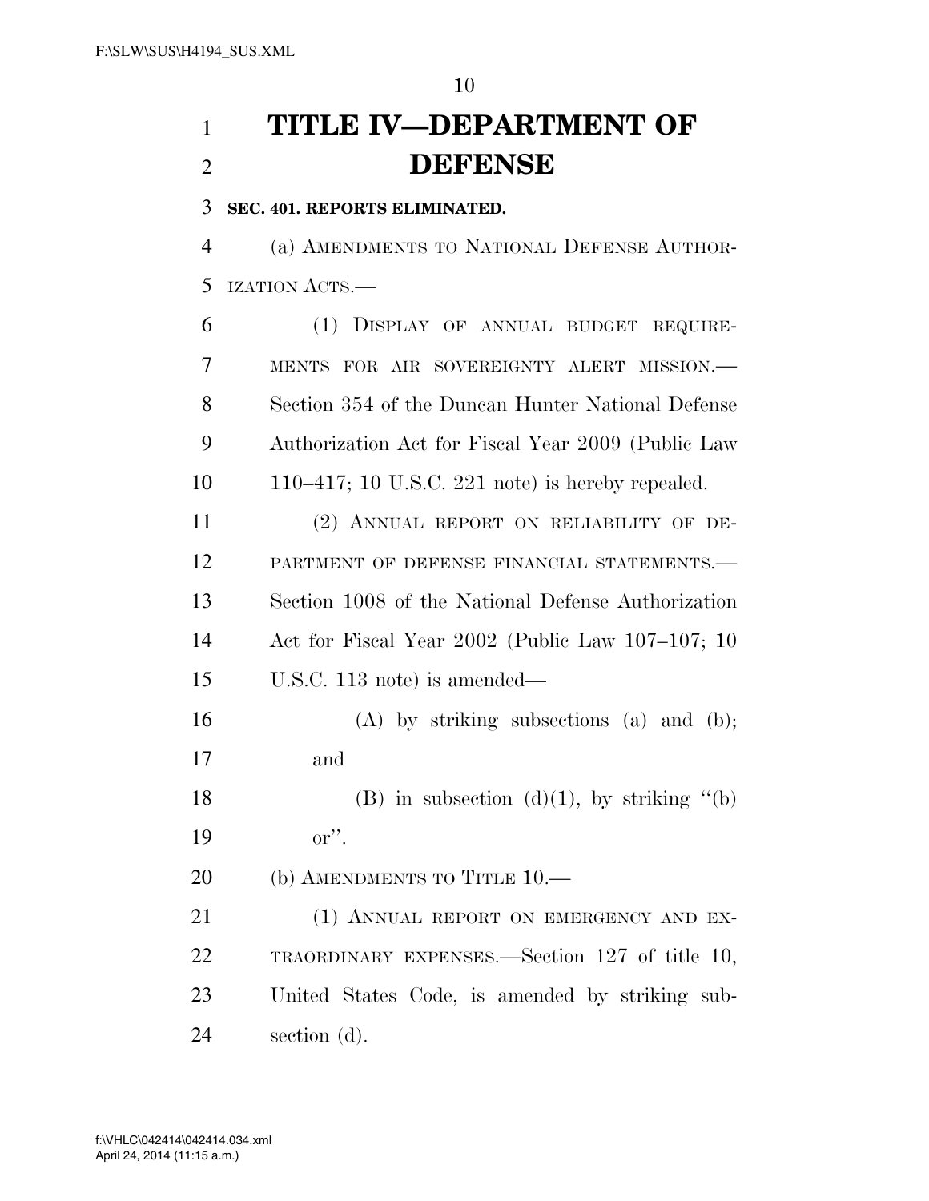# TITLE IV—DEPARTMENT OF DEFENSE

**SEC. 401. REPORTS ELIMINATED.**

(a) AMENDMENTS TO NATIONAL DEFENSE AUTHORIZATION ACTS.—

(1) DISPLAY OF ANNUAL BUDGET REQUIREMENTS FOR AIR SOVEREIGNTY ALERT MISSION.—Section 354 of the Duncan Hunter National Defense Authorization Act for Fiscal Year 2009 (Public Law 110–417; 10 U.S.C. 221 note) is hereby repealed.

(2) ANNUAL REPORT ON RELIABILITY OF DEPARTMENT OF DEFENSE FINANCIAL STATEMENTS.—Section 1008 of the National Defense Authorization Act for Fiscal Year 2002 (Public Law 107–107; 10 U.S.C. 113 note) is amended—

(A) by striking subsections (a) and (b); and

(B) in subsection (d)(1), by striking "(b) or".

(b) AMENDMENTS TO TITLE 10.—

(1) ANNUAL REPORT ON EMERGENCY AND EXTRAORDINARY EXPENSES.—Section 127 of title 10, United States Code, is amended by striking subsection (d).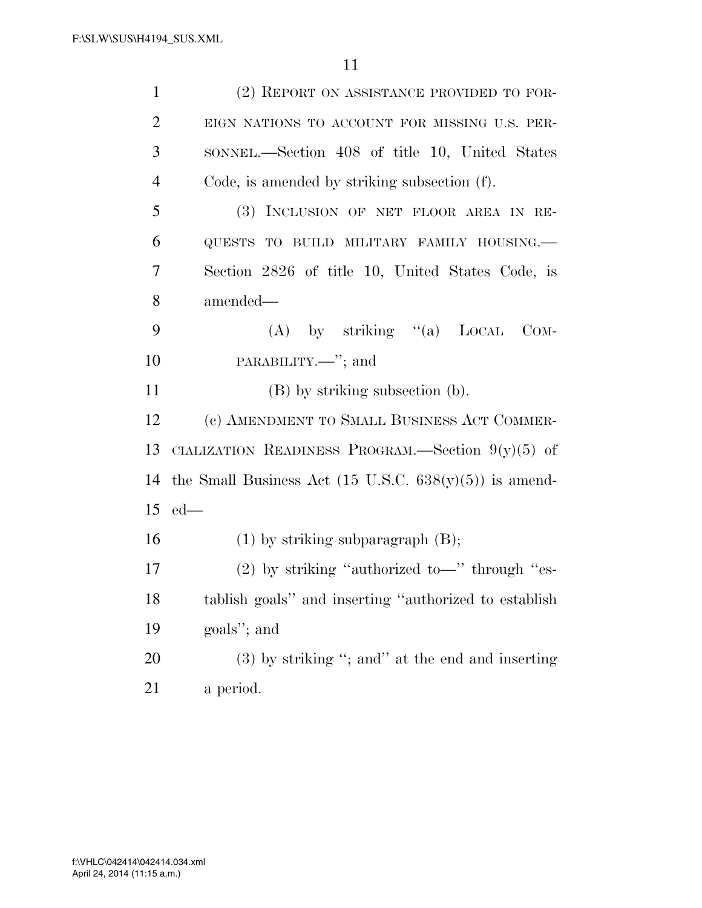(2) REPORT ON ASSISTANCE PROVIDED TO FOREIGN NATIONS TO ACCOUNT FOR MISSING U.S. PERSONNEL.—Section 408 of title 10, United States Code, is amended by striking subsection (f).

(3) INCLUSION OF NET FLOOR AREA IN REQUESTS TO BUILD MILITARY FAMILY HOUSING.—Section 2826 of title 10, United States Code, is amended—

(A) by striking "(a) LOCAL COMPARABILITY.—"; and

(B) by striking subsection (b).

(c) AMENDMENT TO SMALL BUSINESS ACT COMMERCIALIZATION READINESS PROGRAM.—Section 9(y)(5) of the Small Business Act (15 U.S.C. 638(y)(5)) is amended—

(1) by striking subparagraph (B);

(2) by striking "authorized to—" through "establish goals" and inserting "authorized to establish goals"; and

(3) by striking "; and" at the end and inserting a period.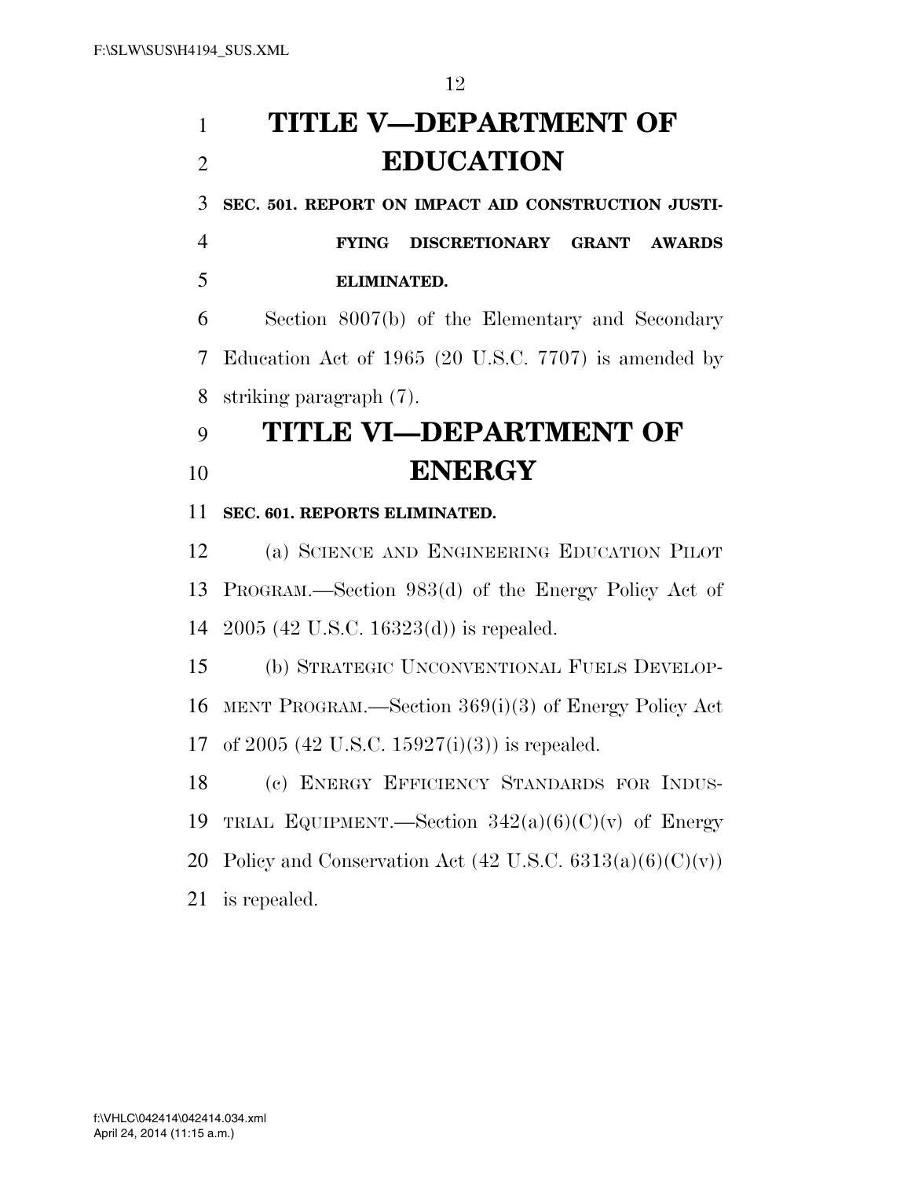# TITLE V—DEPARTMENT OF EDUCATION

**SEC. 501. REPORT ON IMPACT AID CONSTRUCTION JUSTIFYING DISCRETIONARY GRANT AWARDS ELIMINATED.**

Section 8007(b) of the Elementary and Secondary Education Act of 1965 (20 U.S.C. 7707) is amended by striking paragraph (7).

# TITLE VI—DEPARTMENT OF ENERGY

**SEC. 601. REPORTS ELIMINATED.**

(a) SCIENCE AND ENGINEERING EDUCATION PILOT PROGRAM.—Section 983(d) of the Energy Policy Act of 2005 (42 U.S.C. 16323(d)) is repealed.

(b) STRATEGIC UNCONVENTIONAL FUELS DEVELOPMENT PROGRAM.—Section 369(i)(3) of Energy Policy Act of 2005 (42 U.S.C. 15927(i)(3)) is repealed.

(c) ENERGY EFFICIENCY STANDARDS FOR INDUSTRIAL EQUIPMENT.—Section 342(a)(6)(C)(v) of Energy Policy and Conservation Act (42 U.S.C. 6313(a)(6)(C)(v)) is repealed.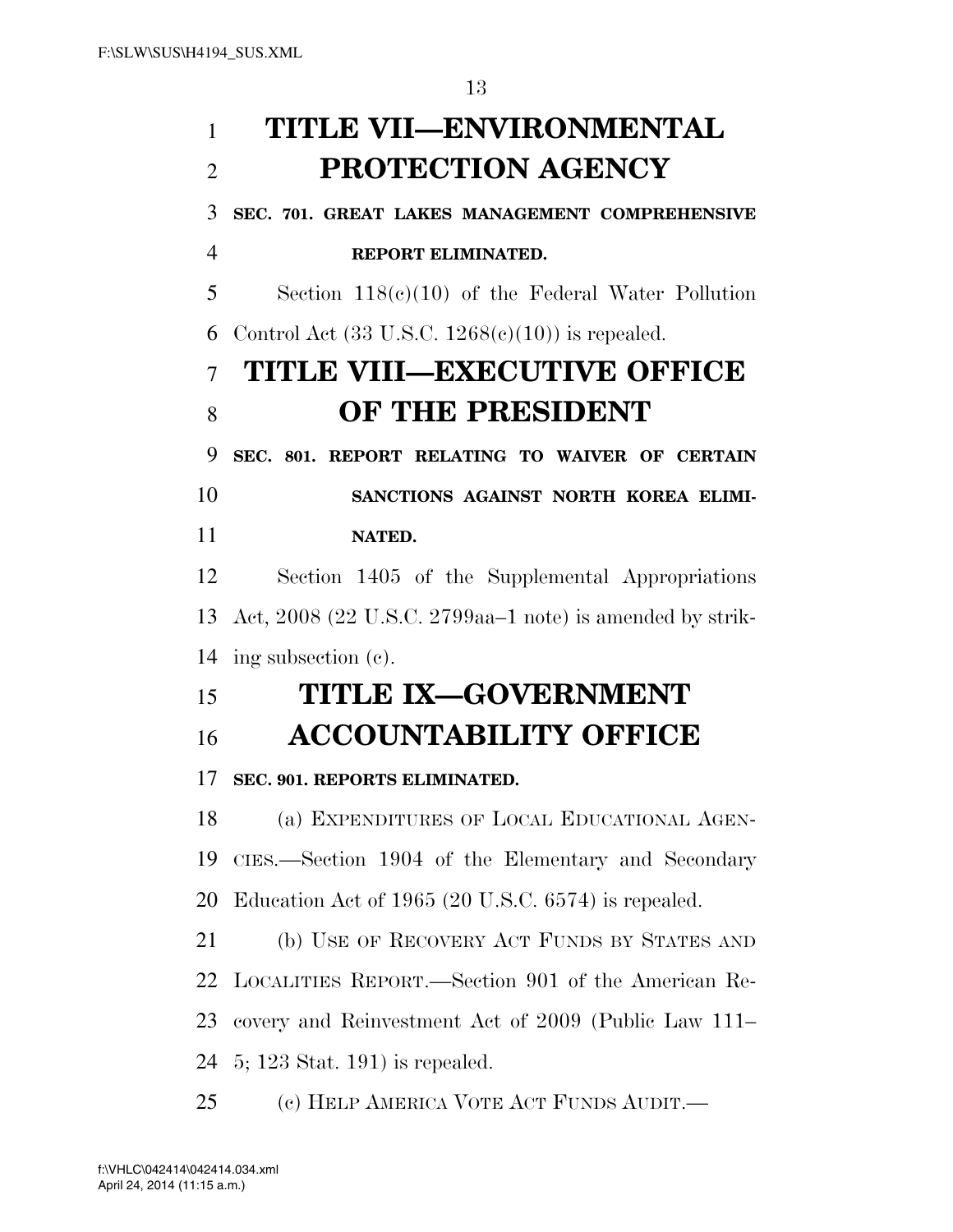# TITLE VII—ENVIRONMENTAL PROTECTION AGENCY

**SEC. 701. GREAT LAKES MANAGEMENT COMPREHENSIVE REPORT ELIMINATED.**

Section 118(c)(10) of the Federal Water Pollution Control Act (33 U.S.C. 1268(c)(10)) is repealed.

# TITLE VIII—EXECUTIVE OFFICE OF THE PRESIDENT

**SEC. 801. REPORT RELATING TO WAIVER OF CERTAIN SANCTIONS AGAINST NORTH KOREA ELIMINATED.**

Section 1405 of the Supplemental Appropriations Act, 2008 (22 U.S.C. 2799aa–1 note) is amended by striking subsection (c).

# TITLE IX—GOVERNMENT ACCOUNTABILITY OFFICE

**SEC. 901. REPORTS ELIMINATED.**

(a) EXPENDITURES OF LOCAL EDUCATIONAL AGENCIES.—Section 1904 of the Elementary and Secondary Education Act of 1965 (20 U.S.C. 6574) is repealed.

(b) USE OF RECOVERY ACT FUNDS BY STATES AND LOCALITIES REPORT.—Section 901 of the American Recovery and Reinvestment Act of 2009 (Public Law 111–5; 123 Stat. 191) is repealed.

(c) HELP AMERICA VOTE ACT FUNDS AUDIT.—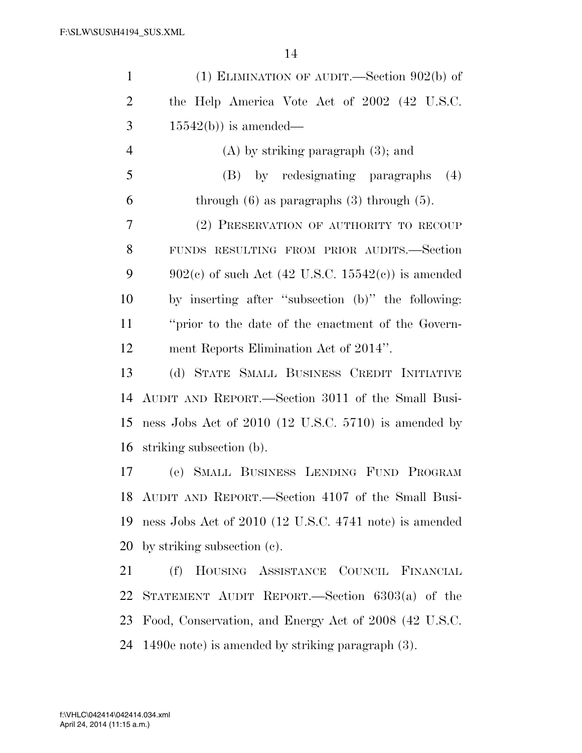(1) ELIMINATION OF AUDIT.—Section 902(b) of the Help America Vote Act of 2002 (42 U.S.C. 15542(b)) is amended—

(A) by striking paragraph (3); and

(B) by redesignating paragraphs (4) through (6) as paragraphs (3) through (5).

(2) PRESERVATION OF AUTHORITY TO RECOUP FUNDS RESULTING FROM PRIOR AUDITS.—Section 902(c) of such Act (42 U.S.C. 15542(c)) is amended by inserting after ''subsection (b)'' the following: ''prior to the date of the enactment of the Government Reports Elimination Act of 2014''.

(d) STATE SMALL BUSINESS CREDIT INITIATIVE AUDIT AND REPORT.—Section 3011 of the Small Business Jobs Act of 2010 (12 U.S.C. 5710) is amended by striking subsection (b).

(e) SMALL BUSINESS LENDING FUND PROGRAM AUDIT AND REPORT.—Section 4107 of the Small Business Jobs Act of 2010 (12 U.S.C. 4741 note) is amended by striking subsection (c).

(f) HOUSING ASSISTANCE COUNCIL FINANCIAL STATEMENT AUDIT REPORT.—Section 6303(a) of the Food, Conservation, and Energy Act of 2008 (42 U.S.C. 1490e note) is amended by striking paragraph (3).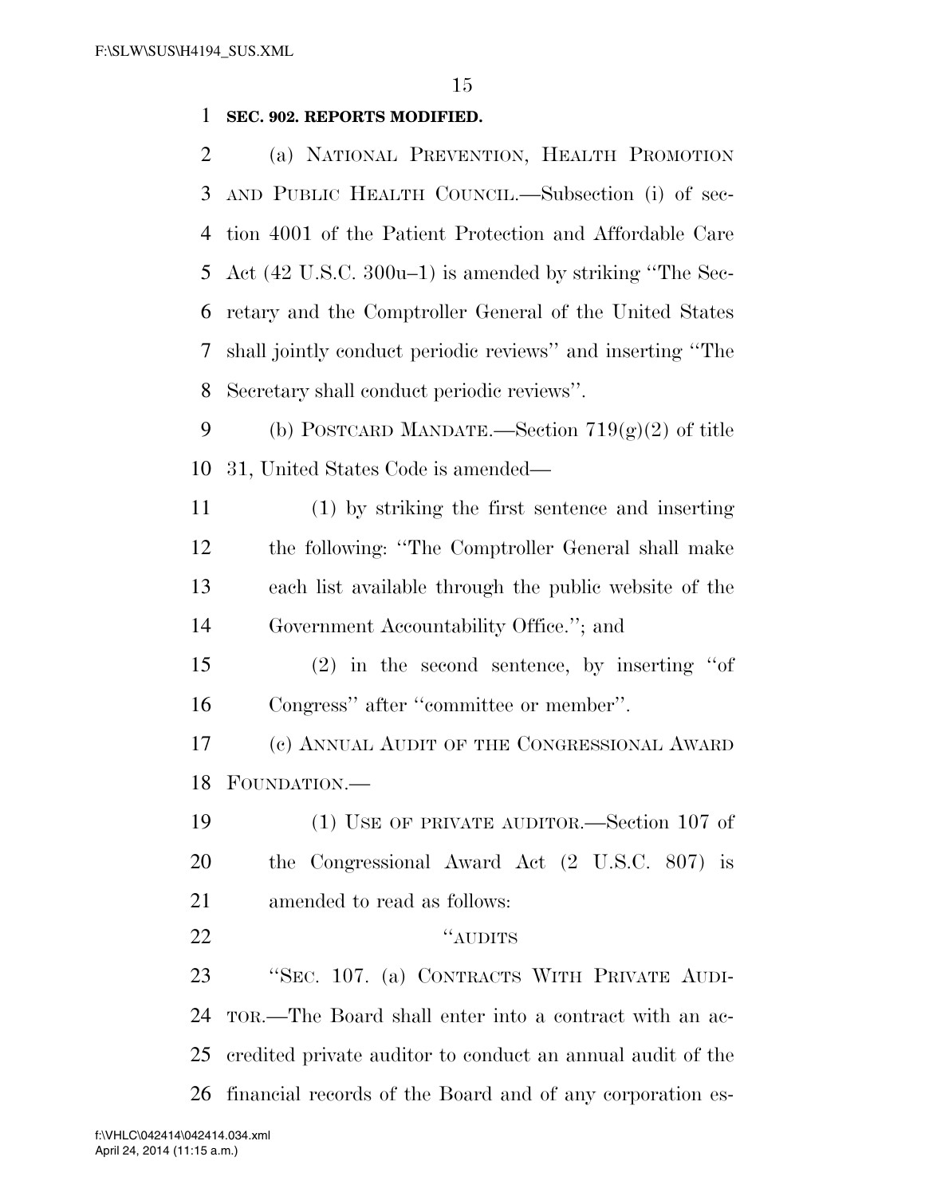**SEC. 902. REPORTS MODIFIED.**

(a) NATIONAL PREVENTION, HEALTH PROMOTION AND PUBLIC HEALTH COUNCIL.—Subsection (i) of section 4001 of the Patient Protection and Affordable Care Act (42 U.S.C. 300u–1) is amended by striking ''The Secretary and the Comptroller General of the United States shall jointly conduct periodic reviews'' and inserting ''The Secretary shall conduct periodic reviews''.

(b) POSTCARD MANDATE.—Section 719(g)(2) of title 31, United States Code is amended—

(1) by striking the first sentence and inserting the following: ''The Comptroller General shall make each list available through the public website of the Government Accountability Office.''; and

(2) in the second sentence, by inserting ''of Congress'' after ''committee or member''.

(c) ANNUAL AUDIT OF THE CONGRESSIONAL AWARD FOUNDATION.—

(1) USE OF PRIVATE AUDITOR.—Section 107 of the Congressional Award Act (2 U.S.C. 807) is amended to read as follows:

''AUDITS

''SEC. 107. (a) CONTRACTS WITH PRIVATE AUDITOR.—The Board shall enter into a contract with an accredited private auditor to conduct an annual audit of the financial records of the Board and of any corporation es-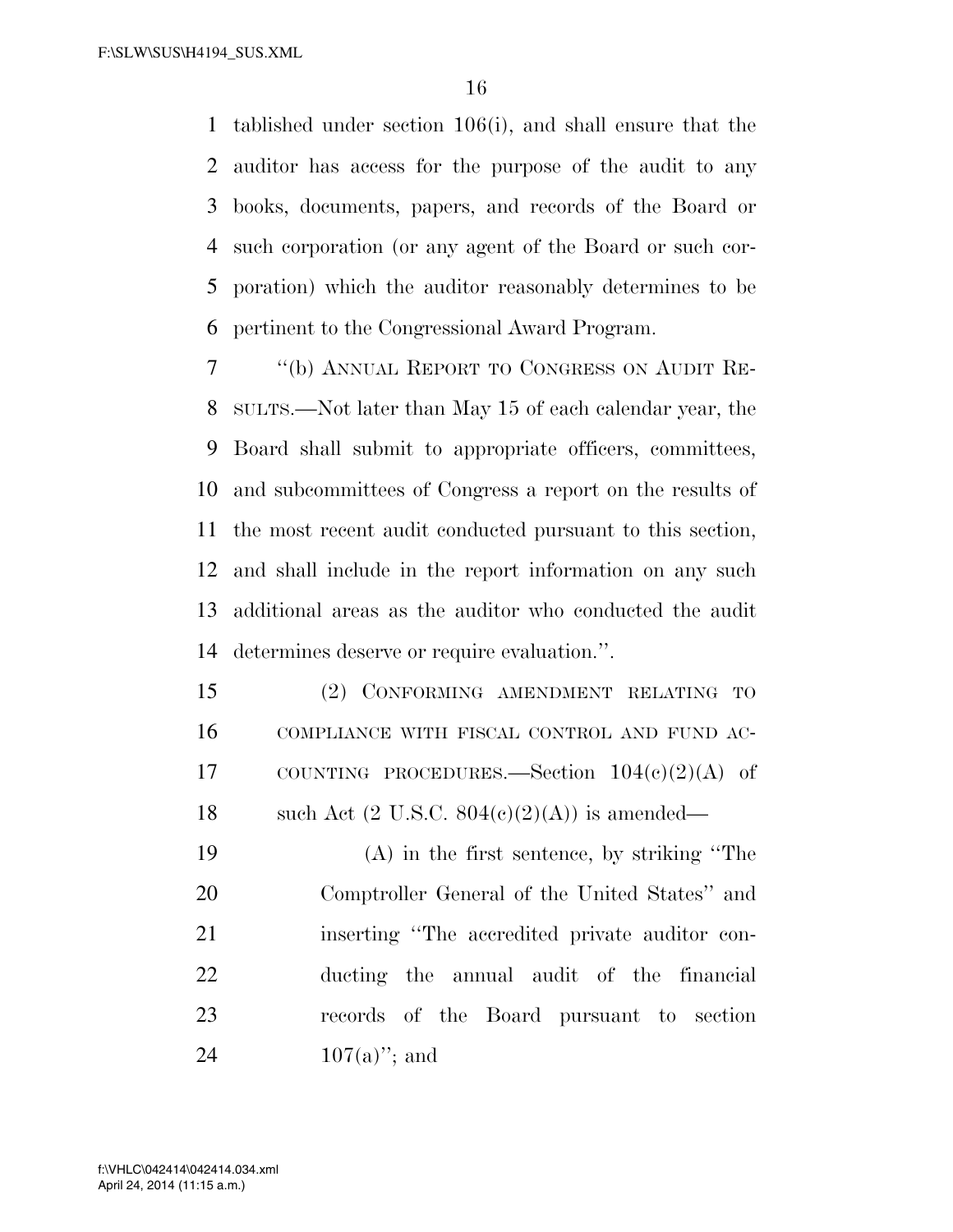tablished under section 106(i), and shall ensure that the auditor has access for the purpose of the audit to any books, documents, papers, and records of the Board or such corporation (or any agent of the Board or such corporation) which the auditor reasonably determines to be pertinent to the Congressional Award Program.

"(b) ANNUAL REPORT TO CONGRESS ON AUDIT RESULTS.—Not later than May 15 of each calendar year, the Board shall submit to appropriate officers, committees, and subcommittees of Congress a report on the results of the most recent audit conducted pursuant to this section, and shall include in the report information on any such additional areas as the auditor who conducted the audit determines deserve or require evaluation.".

(2) CONFORMING AMENDMENT RELATING TO COMPLIANCE WITH FISCAL CONTROL AND FUND ACCOUNTING PROCEDURES.—Section 104(c)(2)(A) of such Act (2 U.S.C. 804(c)(2)(A)) is amended—

(A) in the first sentence, by striking "The Comptroller General of the United States" and inserting "The accredited private auditor conducting the annual audit of the financial records of the Board pursuant to section 107(a)"; and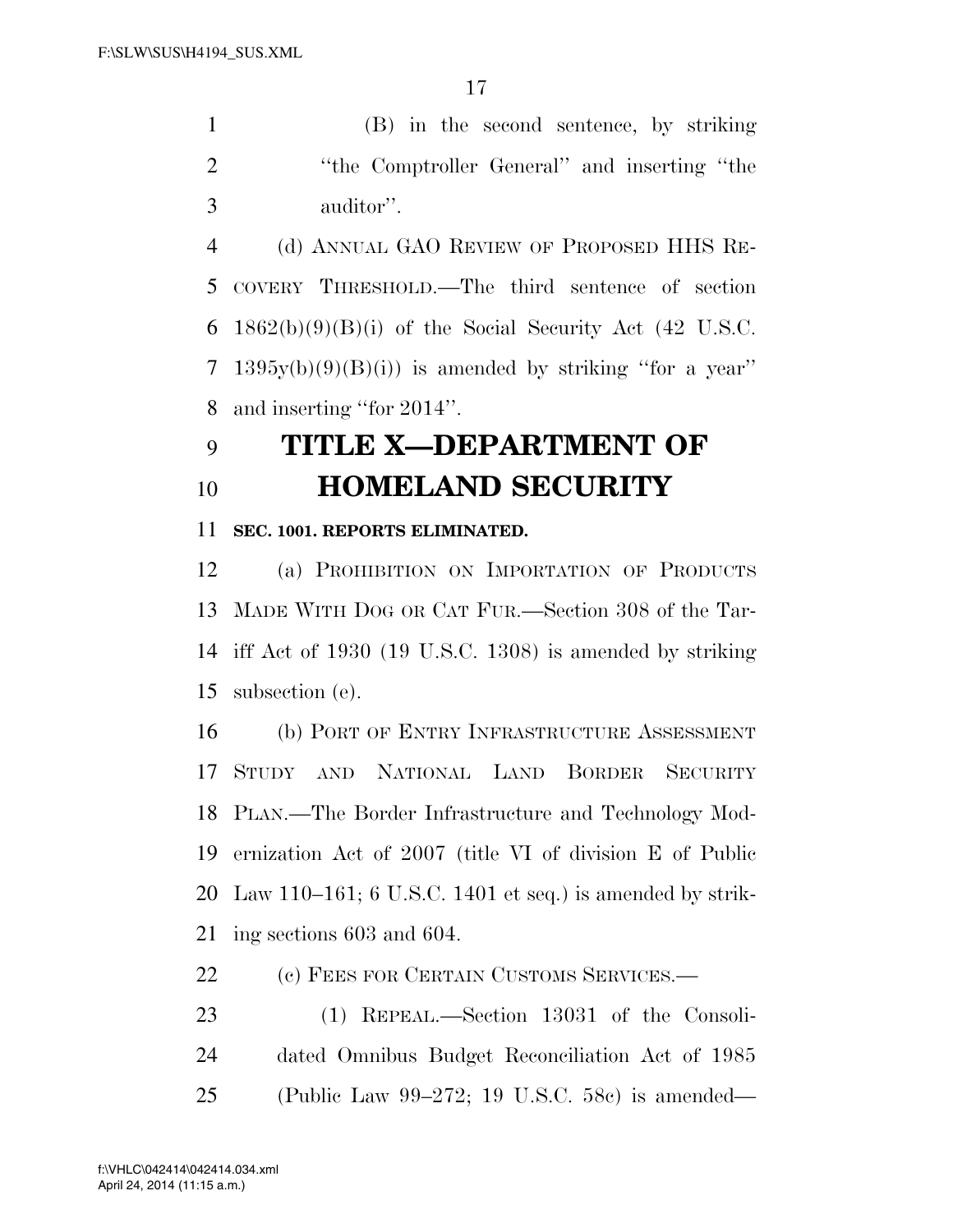(B) in the second sentence, by striking "the Comptroller General" and inserting "the auditor".

(d) ANNUAL GAO REVIEW OF PROPOSED HHS RECOVERY THRESHOLD.—The third sentence of section 1862(b)(9)(B)(i) of the Social Security Act (42 U.S.C. 1395y(b)(9)(B)(i)) is amended by striking "for a year" and inserting "for 2014".

# TITLE X—DEPARTMENT OF HOMELAND SECURITY

**SEC. 1001. REPORTS ELIMINATED.**

(a) PROHIBITION ON IMPORTATION OF PRODUCTS MADE WITH DOG OR CAT FUR.—Section 308 of the Tariff Act of 1930 (19 U.S.C. 1308) is amended by striking subsection (e).

(b) PORT OF ENTRY INFRASTRUCTURE ASSESSMENT STUDY AND NATIONAL LAND BORDER SECURITY PLAN.—The Border Infrastructure and Technology Modernization Act of 2007 (title VI of division E of Public Law 110–161; 6 U.S.C. 1401 et seq.) is amended by striking sections 603 and 604.

(c) FEES FOR CERTAIN CUSTOMS SERVICES.—

(1) REPEAL.—Section 13031 of the Consolidated Omnibus Budget Reconciliation Act of 1985 (Public Law 99–272; 19 U.S.C. 58c) is amended—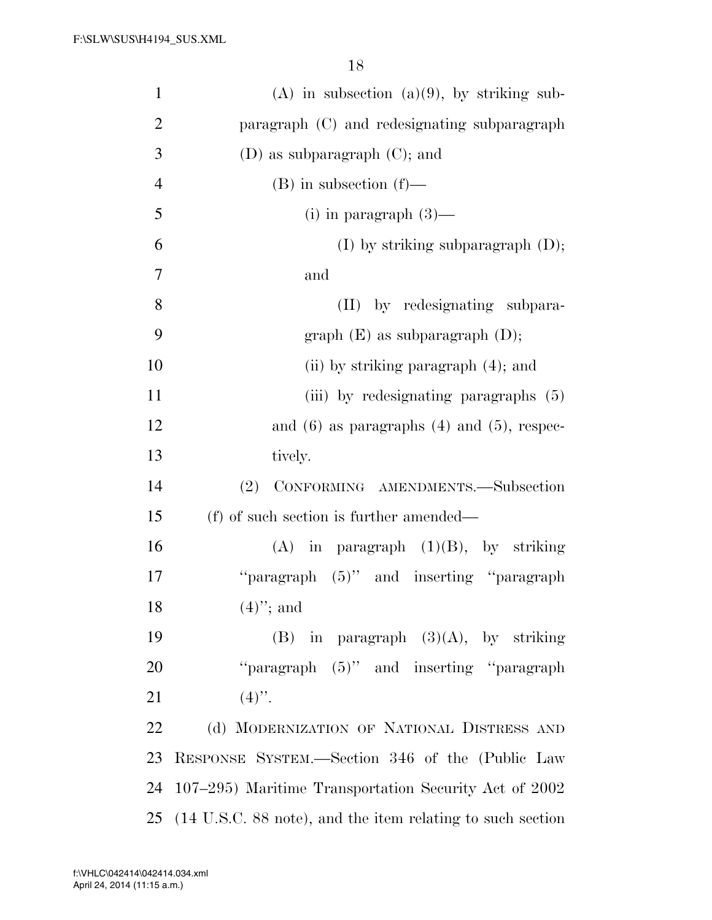(A) in subsection (a)(9), by striking subparagraph (C) and redesignating subparagraph (D) as subparagraph (C); and

(B) in subsection (f)—

(i) in paragraph (3)—

(I) by striking subparagraph (D); and

(II) by redesignating subparagraph (E) as subparagraph (D);

(ii) by striking paragraph (4); and

(iii) by redesignating paragraphs (5) and (6) as paragraphs (4) and (5), respectively.

(2) CONFORMING AMENDMENTS.—Subsection (f) of such section is further amended—

(A) in paragraph (1)(B), by striking "paragraph (5)" and inserting "paragraph (4)"; and

(B) in paragraph (3)(A), by striking "paragraph (5)" and inserting "paragraph (4)".

(d) MODERNIZATION OF NATIONAL DISTRESS AND RESPONSE SYSTEM.—Section 346 of the (Public Law 107–295) Maritime Transportation Security Act of 2002 (14 U.S.C. 88 note), and the item relating to such section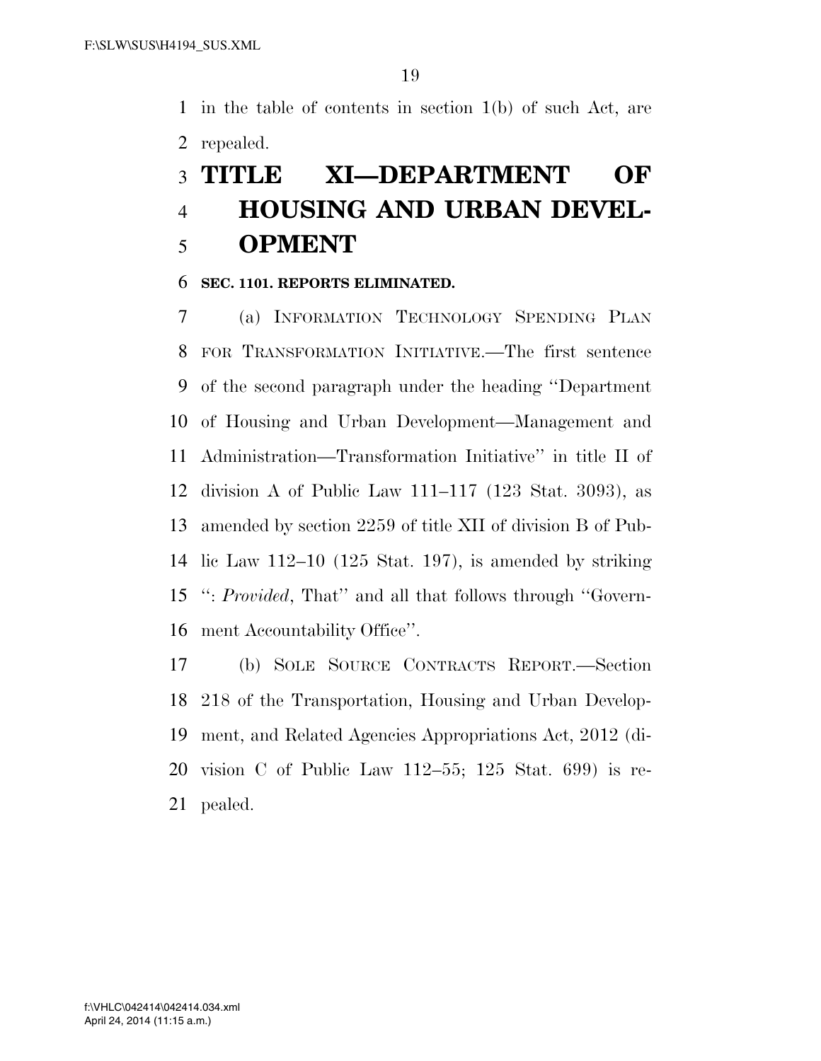in the table of contents in section 1(b) of such Act, are repealed.

# TITLE XI—DEPARTMENT OF HOUSING AND URBAN DEVELOPMENT

**SEC. 1101. REPORTS ELIMINATED.**

(a) INFORMATION TECHNOLOGY SPENDING PLAN FOR TRANSFORMATION INITIATIVE.—The first sentence of the second paragraph under the heading ''Department of Housing and Urban Development—Management and Administration—Transformation Initiative'' in title II of division A of Public Law 111–117 (123 Stat. 3093), as amended by section 2259 of title XII of division B of Public Law 112–10 (125 Stat. 197), is amended by striking '': *Provided*, That'' and all that follows through ''Government Accountability Office''.

(b) SOLE SOURCE CONTRACTS REPORT.—Section 218 of the Transportation, Housing and Urban Development, and Related Agencies Appropriations Act, 2012 (division C of Public Law 112–55; 125 Stat. 699) is repealed.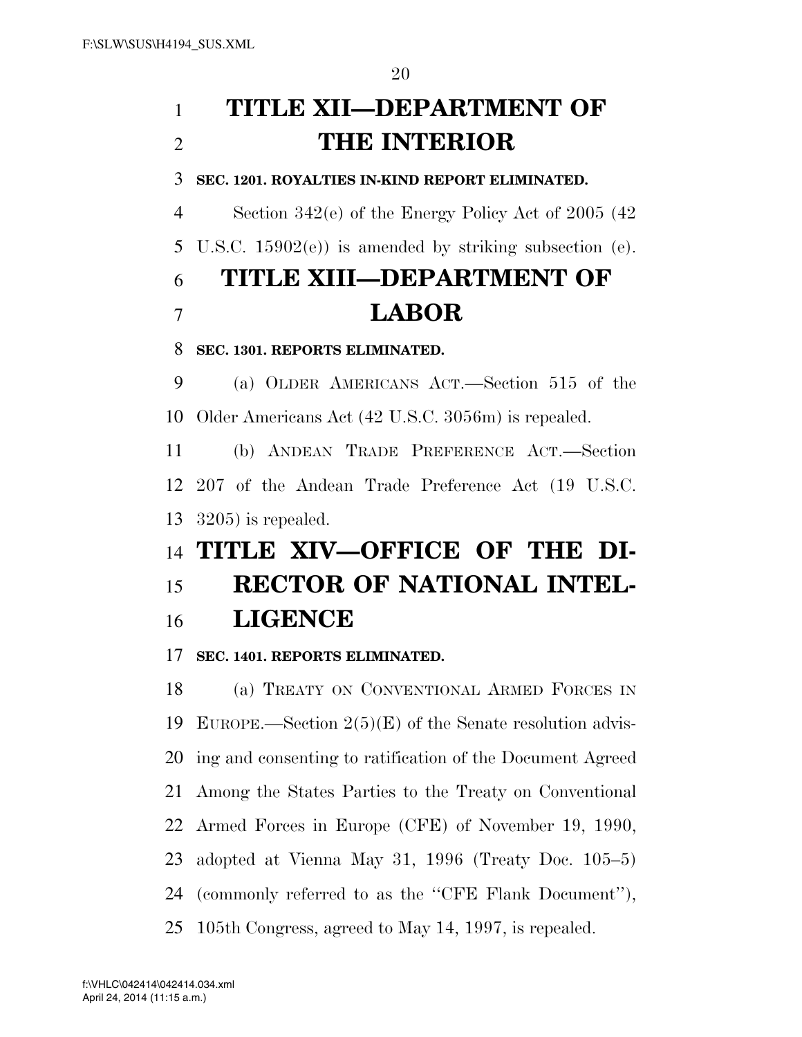# TITLE XII—DEPARTMENT OF THE INTERIOR

### SEC. 1201. ROYALTIES IN-KIND REPORT ELIMINATED.

Section 342(e) of the Energy Policy Act of 2005 (42 U.S.C. 15902(e)) is amended by striking subsection (e).

# TITLE XIII—DEPARTMENT OF LABOR

### SEC. 1301. REPORTS ELIMINATED.

(a) OLDER AMERICANS ACT.—Section 515 of the Older Americans Act (42 U.S.C. 3056m) is repealed.

(b) ANDEAN TRADE PREFERENCE ACT.—Section 207 of the Andean Trade Preference Act (19 U.S.C. 3205) is repealed.

# TITLE XIV—OFFICE OF THE DIRECTOR OF NATIONAL INTELLIGENCE

### SEC. 1401. REPORTS ELIMINATED.

(a) TREATY ON CONVENTIONAL ARMED FORCES IN EUROPE.—Section 2(5)(E) of the Senate resolution advising and consenting to ratification of the Document Agreed Among the States Parties to the Treaty on Conventional Armed Forces in Europe (CFE) of November 19, 1990, adopted at Vienna May 31, 1996 (Treaty Doc. 105–5) (commonly referred to as the ''CFE Flank Document''), 105th Congress, agreed to May 14, 1997, is repealed.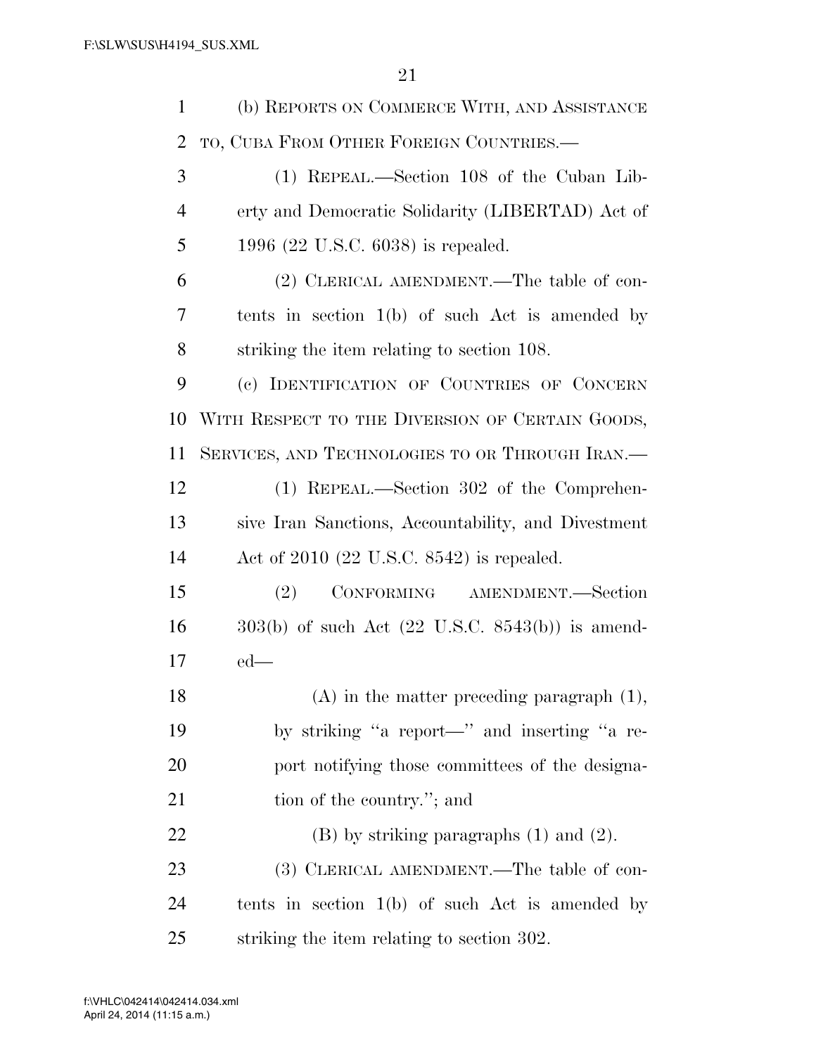(b) REPORTS ON COMMERCE WITH, AND ASSISTANCE TO, CUBA FROM OTHER FOREIGN COUNTRIES.—

(1) REPEAL.—Section 108 of the Cuban Liberty and Democratic Solidarity (LIBERTAD) Act of 1996 (22 U.S.C. 6038) is repealed.

(2) CLERICAL AMENDMENT.—The table of contents in section 1(b) of such Act is amended by striking the item relating to section 108.

(c) IDENTIFICATION OF COUNTRIES OF CONCERN WITH RESPECT TO THE DIVERSION OF CERTAIN GOODS, SERVICES, AND TECHNOLOGIES TO OR THROUGH IRAN.—

(1) REPEAL.—Section 302 of the Comprehensive Iran Sanctions, Accountability, and Divestment Act of 2010 (22 U.S.C. 8542) is repealed.

(2) CONFORMING AMENDMENT.—Section 303(b) of such Act (22 U.S.C. 8543(b)) is amended—

(A) in the matter preceding paragraph (1), by striking "a report—" and inserting "a report notifying those committees of the designation of the country."; and

(B) by striking paragraphs (1) and (2).

(3) CLERICAL AMENDMENT.—The table of contents in section 1(b) of such Act is amended by striking the item relating to section 302.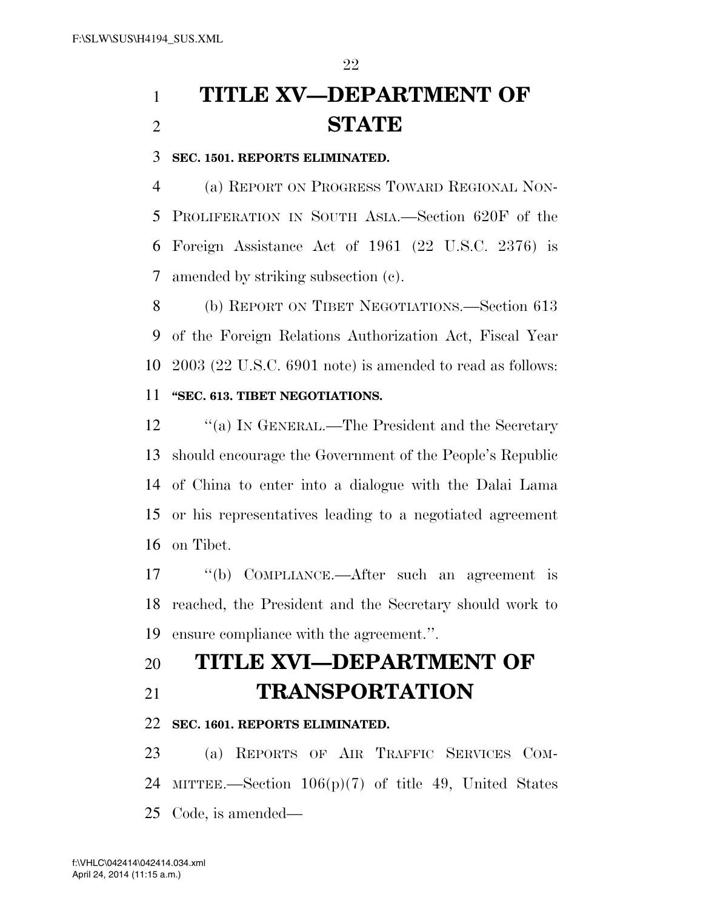# TITLE XV—DEPARTMENT OF STATE

**SEC. 1501. REPORTS ELIMINATED.**

(a) REPORT ON PROGRESS TOWARD REGIONAL NON-PROLIFERATION IN SOUTH ASIA.—Section 620F of the Foreign Assistance Act of 1961 (22 U.S.C. 2376) is amended by striking subsection (c).

(b) REPORT ON TIBET NEGOTIATIONS.—Section 613 of the Foreign Relations Authorization Act, Fiscal Year 2003 (22 U.S.C. 6901 note) is amended to read as follows:

**"SEC. 613. TIBET NEGOTIATIONS.**

"(a) IN GENERAL.—The President and the Secretary should encourage the Government of the People's Republic of China to enter into a dialogue with the Dalai Lama or his representatives leading to a negotiated agreement on Tibet.

"(b) COMPLIANCE.—After such an agreement is reached, the President and the Secretary should work to ensure compliance with the agreement.".

# TITLE XVI—DEPARTMENT OF TRANSPORTATION

**SEC. 1601. REPORTS ELIMINATED.**

(a) REPORTS OF AIR TRAFFIC SERVICES COMMITTEE.—Section 106(p)(7) of title 49, United States Code, is amended—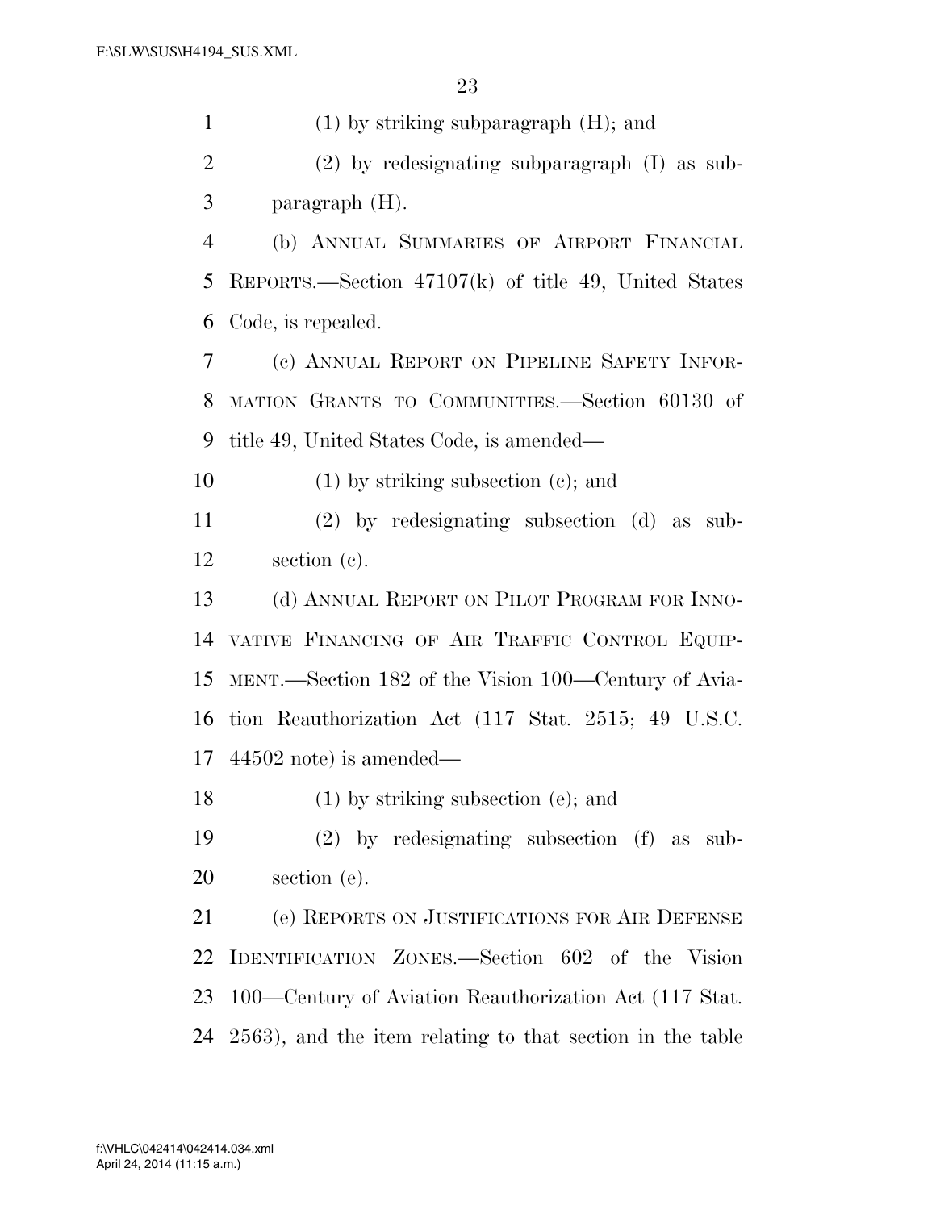(1) by striking subparagraph (H); and

(2) by redesignating subparagraph (I) as subparagraph (H).

(b) ANNUAL SUMMARIES OF AIRPORT FINANCIAL REPORTS.—Section 47107(k) of title 49, United States Code, is repealed.

(c) ANNUAL REPORT ON PIPELINE SAFETY INFORMATION GRANTS TO COMMUNITIES.—Section 60130 of title 49, United States Code, is amended—

(1) by striking subsection (c); and

(2) by redesignating subsection (d) as subsection (c).

(d) ANNUAL REPORT ON PILOT PROGRAM FOR INNOVATIVE FINANCING OF AIR TRAFFIC CONTROL EQUIPMENT.—Section 182 of the Vision 100—Century of Aviation Reauthorization Act (117 Stat. 2515; 49 U.S.C. 44502 note) is amended—

(1) by striking subsection (e); and

(2) by redesignating subsection (f) as subsection (e).

(e) REPORTS ON JUSTIFICATIONS FOR AIR DEFENSE IDENTIFICATION ZONES.—Section 602 of the Vision 100—Century of Aviation Reauthorization Act (117 Stat. 2563), and the item relating to that section in the table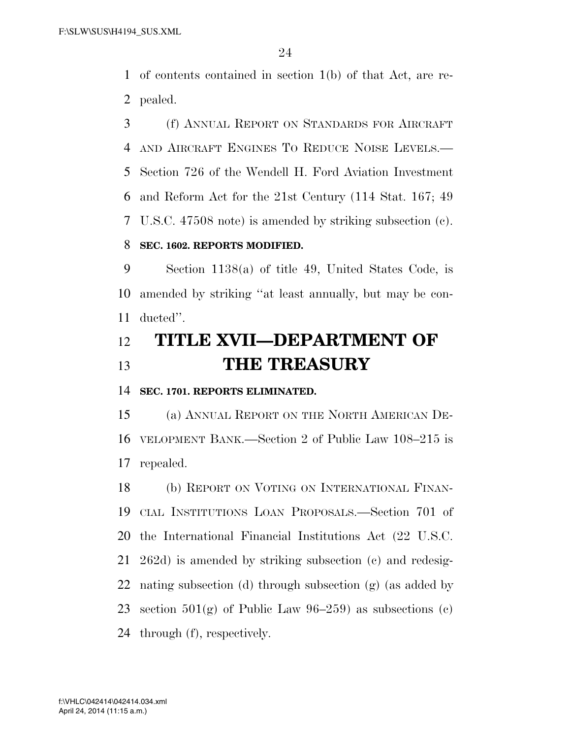of contents contained in section 1(b) of that Act, are repealed.

(f) ANNUAL REPORT ON STANDARDS FOR AIRCRAFT AND AIRCRAFT ENGINES TO REDUCE NOISE LEVELS.—Section 726 of the Wendell H. Ford Aviation Investment and Reform Act for the 21st Century (114 Stat. 167; 49 U.S.C. 47508 note) is amended by striking subsection (c).

**SEC. 1602. REPORTS MODIFIED.**

Section 1138(a) of title 49, United States Code, is amended by striking "at least annually, but may be conducted".

# TITLE XVII—DEPARTMENT OF THE TREASURY

**SEC. 1701. REPORTS ELIMINATED.**

(a) ANNUAL REPORT ON THE NORTH AMERICAN DEVELOPMENT BANK.—Section 2 of Public Law 108–215 is repealed.

(b) REPORT ON VOTING ON INTERNATIONAL FINANCIAL INSTITUTIONS LOAN PROPOSALS.—Section 701 of the International Financial Institutions Act (22 U.S.C. 262d) is amended by striking subsection (c) and redesignating subsection (d) through subsection (g) (as added by section 501(g) of Public Law 96–259) as subsections (c) through (f), respectively.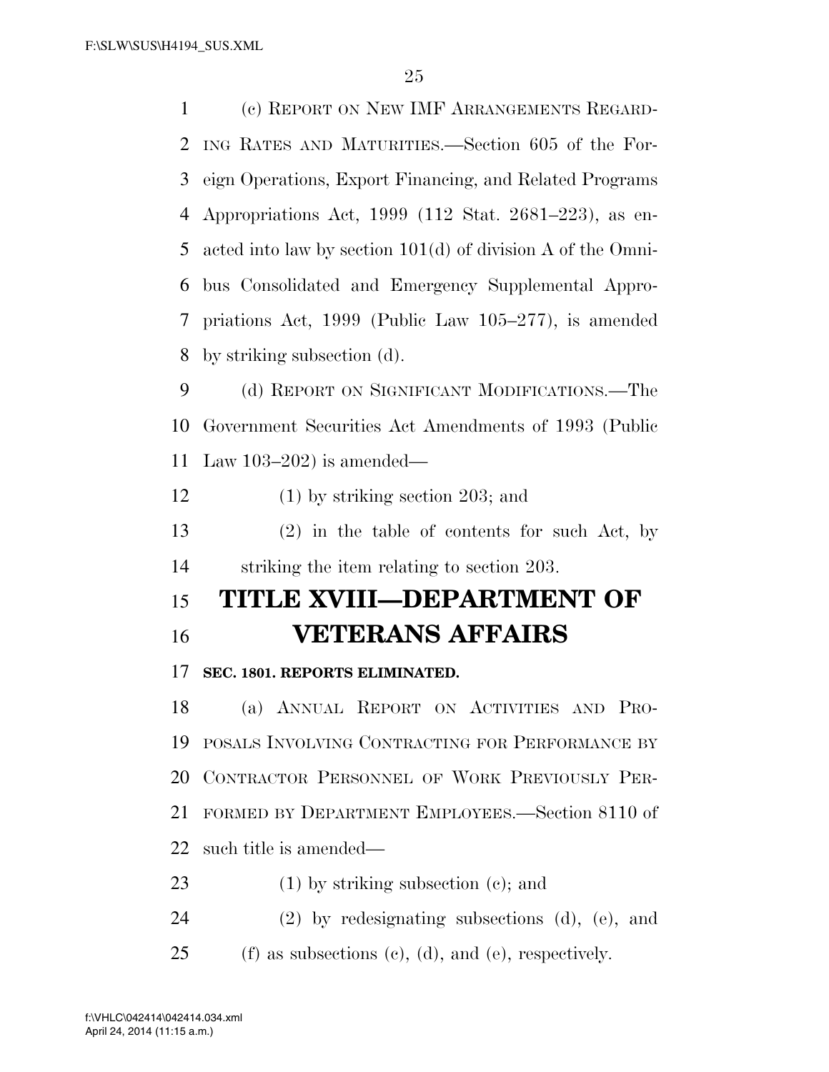(c) REPORT ON NEW IMF ARRANGEMENTS REGARDING RATES AND MATURITIES.—Section 605 of the Foreign Operations, Export Financing, and Related Programs Appropriations Act, 1999 (112 Stat. 2681–223), as enacted into law by section 101(d) of division A of the Omnibus Consolidated and Emergency Supplemental Appropriations Act, 1999 (Public Law 105–277), is amended by striking subsection (d).

(d) REPORT ON SIGNIFICANT MODIFICATIONS.—The Government Securities Act Amendments of 1993 (Public Law 103–202) is amended—

(1) by striking section 203; and

(2) in the table of contents for such Act, by striking the item relating to section 203.

# TITLE XVIII—DEPARTMENT OF VETERANS AFFAIRS

**SEC. 1801. REPORTS ELIMINATED.**

(a) ANNUAL REPORT ON ACTIVITIES AND PROPOSALS INVOLVING CONTRACTING FOR PERFORMANCE BY CONTRACTOR PERSONNEL OF WORK PREVIOUSLY PERFORMED BY DEPARTMENT EMPLOYEES.—Section 8110 of such title is amended—

(1) by striking subsection (c); and

(2) by redesignating subsections (d), (e), and (f) as subsections (c), (d), and (e), respectively.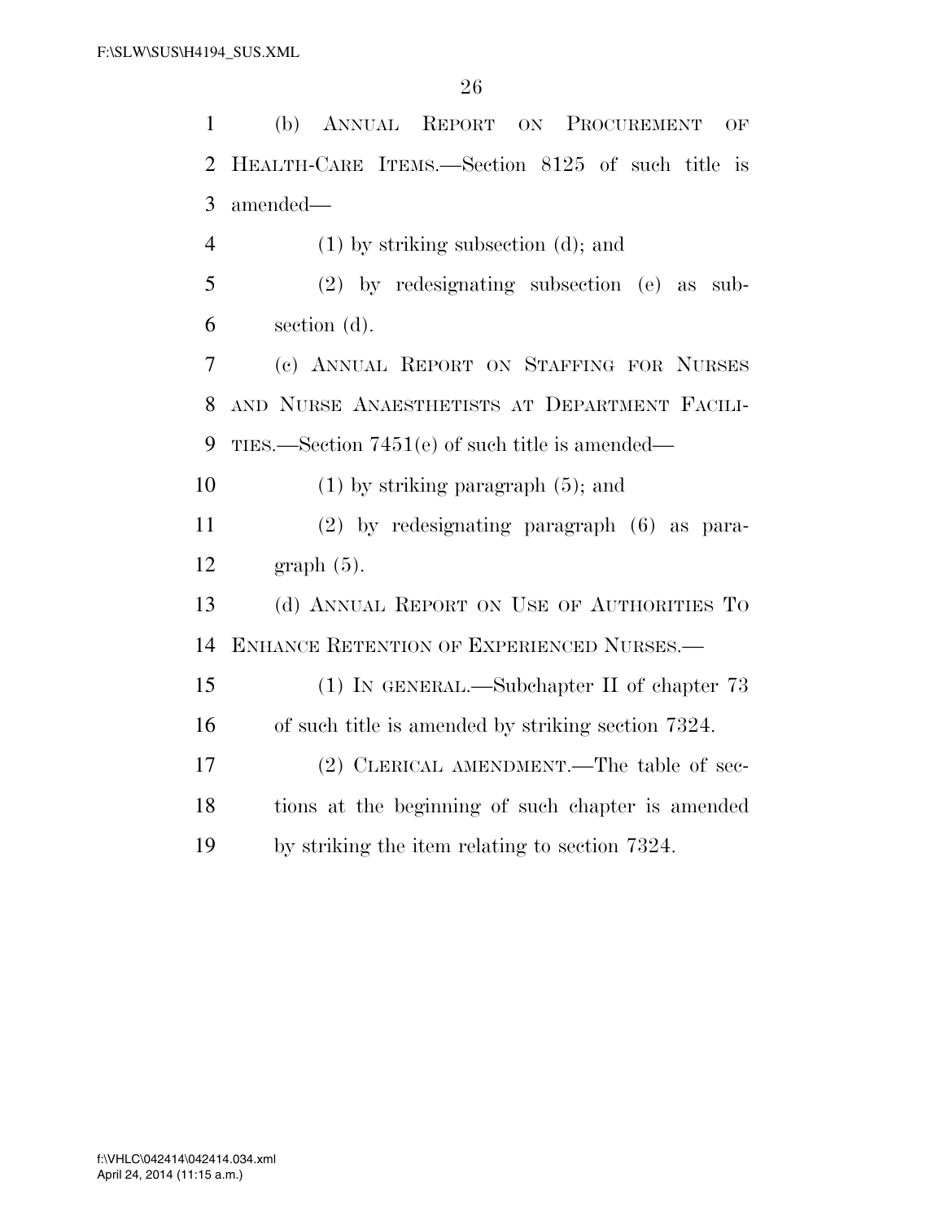(b) Annual Report on Procurement of Health-Care Items.—Section 8125 of such title is amended—

(1) by striking subsection (d); and

(2) by redesignating subsection (e) as subsection (d).

(c) Annual Report on Staffing for Nurses and Nurse Anaesthetists at Department Facilities.—Section 7451(e) of such title is amended—

(1) by striking paragraph (5); and

(2) by redesignating paragraph (6) as paragraph (5).

(d) Annual Report on Use of Authorities To Enhance Retention of Experienced Nurses.—

(1) In general.—Subchapter II of chapter 73 of such title is amended by striking section 7324.

(2) Clerical amendment.—The table of sections at the beginning of such chapter is amended by striking the item relating to section 7324.